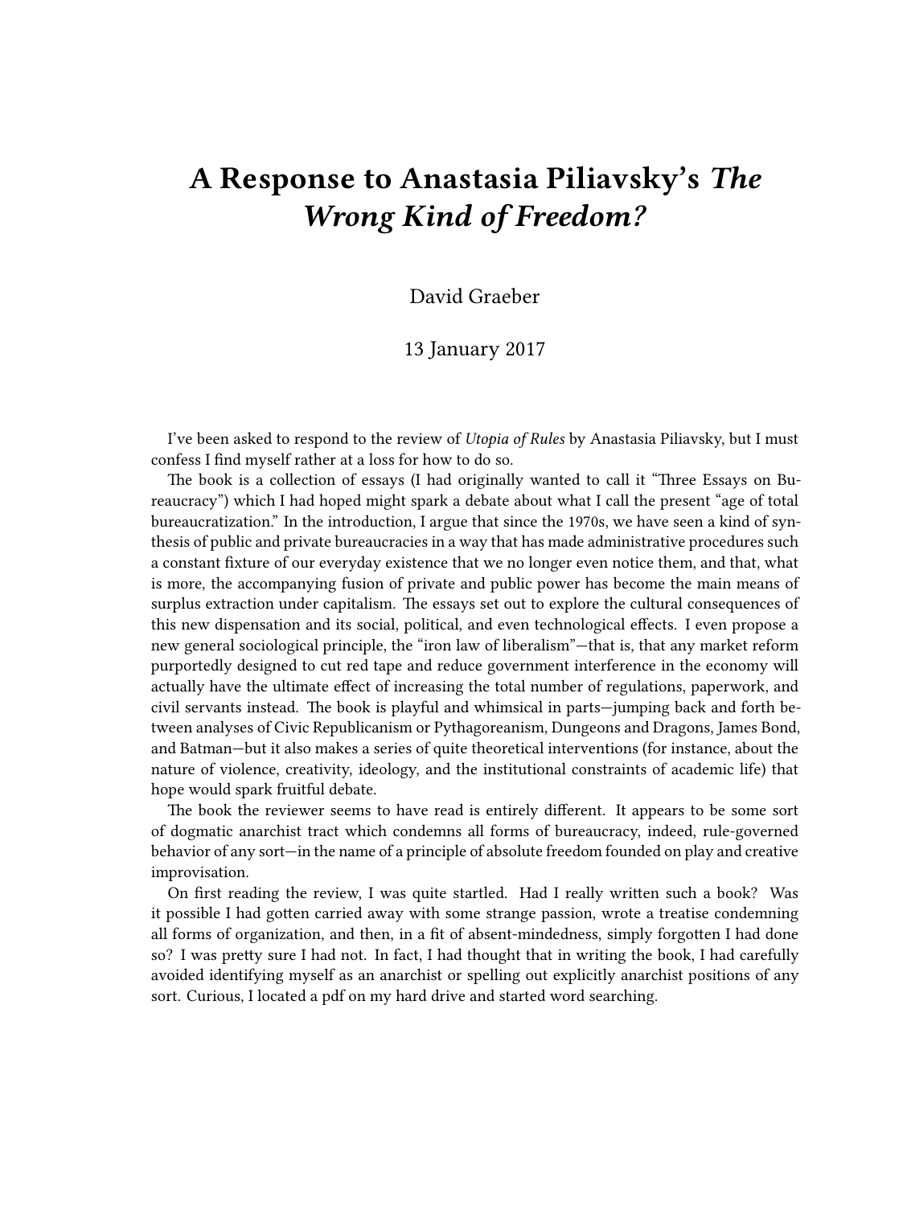# A Response to Anastasia Piliavsky's *The Wrong Kind of Freedom?*

David Graeber

13 January 2017

I've been asked to respond to the review of *Utopia of Rules* by Anastasia Piliavsky, but I must confess I find myself rather at a loss for how to do so.

The book is a collection of essays (I had originally wanted to call it "Three Essays on Bureaucracy") which I had hoped might spark a debate about what I call the present "age of total bureaucratization." In the introduction, I argue that since the 1970s, we have seen a kind of synthesis of public and private bureaucracies in a way that has made administrative procedures such a constant fixture of our everyday existence that we no longer even notice them, and that, what is more, the accompanying fusion of private and public power has become the main means of surplus extraction under capitalism. The essays set out to explore the cultural consequences of this new dispensation and its social, political, and even technological effects. I even propose a new general sociological principle, the "iron law of liberalism"—that is, that any market reform purportedly designed to cut red tape and reduce government interference in the economy will actually have the ultimate effect of increasing the total number of regulations, paperwork, and civil servants instead. The book is playful and whimsical in parts—jumping back and forth between analyses of Civic Republicanism or Pythagoreanism, Dungeons and Dragons, James Bond, and Batman—but it also makes a series of quite theoretical interventions (for instance, about the nature of violence, creativity, ideology, and the institutional constraints of academic life) that hope would spark fruitful debate.

The book the reviewer seems to have read is entirely different. It appears to be some sort of dogmatic anarchist tract which condemns all forms of bureaucracy, indeed, rule-governed behavior of any sort—in the name of a principle of absolute freedom founded on play and creative improvisation.

On first reading the review, I was quite startled. Had I really written such a book? Was it possible I had gotten carried away with some strange passion, wrote a treatise condemning all forms of organization, and then, in a fit of absent-mindedness, simply forgotten I had done so? I was pretty sure I had not. In fact, I had thought that in writing the book, I had carefully avoided identifying myself as an anarchist or spelling out explicitly anarchist positions of any sort. Curious, I located a pdf on my hard drive and started word searching.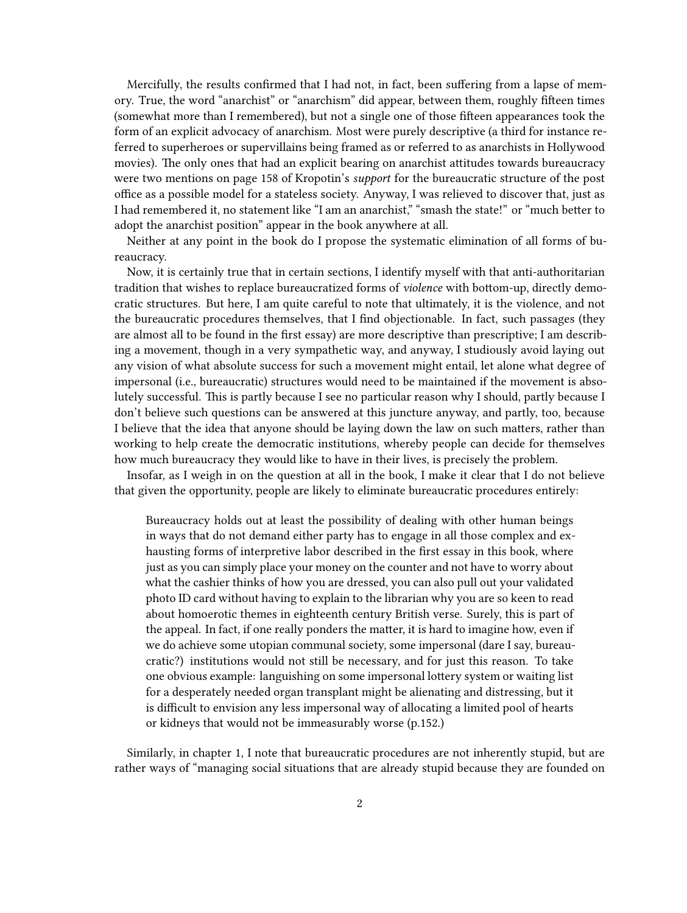Mercifully, the results confirmed that I had not, in fact, been suffering from a lapse of memory. True, the word "anarchist" or "anarchism" did appear, between them, roughly fifteen times (somewhat more than I remembered), but not a single one of those fifteen appearances took the form of an explicit advocacy of anarchism. Most were purely descriptive (a third for instance referred to superheroes or supervillains being framed as or referred to as anarchists in Hollywood movies). The only ones that had an explicit bearing on anarchist attitudes towards bureaucracy were two mentions on page 158 of Kropotin's *support* for the bureaucratic structure of the post office as a possible model for a stateless society. Anyway, I was relieved to discover that, just as I had remembered it, no statement like "I am an anarchist," "smash the state!" or "much better to adopt the anarchist position" appear in the book anywhere at all.

Neither at any point in the book do I propose the systematic elimination of all forms of bureaucracy.

Now, it is certainly true that in certain sections, I identify myself with that anti-authoritarian tradition that wishes to replace bureaucratized forms of *violence* with bottom-up, directly democratic structures. But here, I am quite careful to note that ultimately, it is the violence, and not the bureaucratic procedures themselves, that I find objectionable. In fact, such passages (they are almost all to be found in the first essay) are more descriptive than prescriptive; I am describing a movement, though in a very sympathetic way, and anyway, I studiously avoid laying out any vision of what absolute success for such a movement might entail, let alone what degree of impersonal (i.e., bureaucratic) structures would need to be maintained if the movement is absolutely successful. This is partly because I see no particular reason why I should, partly because I don't believe such questions can be answered at this juncture anyway, and partly, too, because I believe that the idea that anyone should be laying down the law on such matters, rather than working to help create the democratic institutions, whereby people can decide for themselves how much bureaucracy they would like to have in their lives, is precisely the problem.

Insofar, as I weigh in on the question at all in the book, I make it clear that I do not believe that given the opportunity, people are likely to eliminate bureaucratic procedures entirely:

> Bureaucracy holds out at least the possibility of dealing with other human beings in ways that do not demand either party has to engage in all those complex and exhausting forms of interpretive labor described in the first essay in this book, where just as you can simply place your money on the counter and not have to worry about what the cashier thinks of how you are dressed, you can also pull out your validated photo ID card without having to explain to the librarian why you are so keen to read about homoerotic themes in eighteenth century British verse. Surely, this is part of the appeal. In fact, if one really ponders the matter, it is hard to imagine how, even if we do achieve some utopian communal society, some impersonal (dare I say, bureaucratic?) institutions would not still be necessary, and for just this reason. To take one obvious example: languishing on some impersonal lottery system or waiting list for a desperately needed organ transplant might be alienating and distressing, but it is difficult to envision any less impersonal way of allocating a limited pool of hearts or kidneys that would not be immeasurably worse (p.152.)

Similarly, in chapter 1, I note that bureaucratic procedures are not inherently stupid, but are rather ways of "managing social situations that are already stupid because they are founded on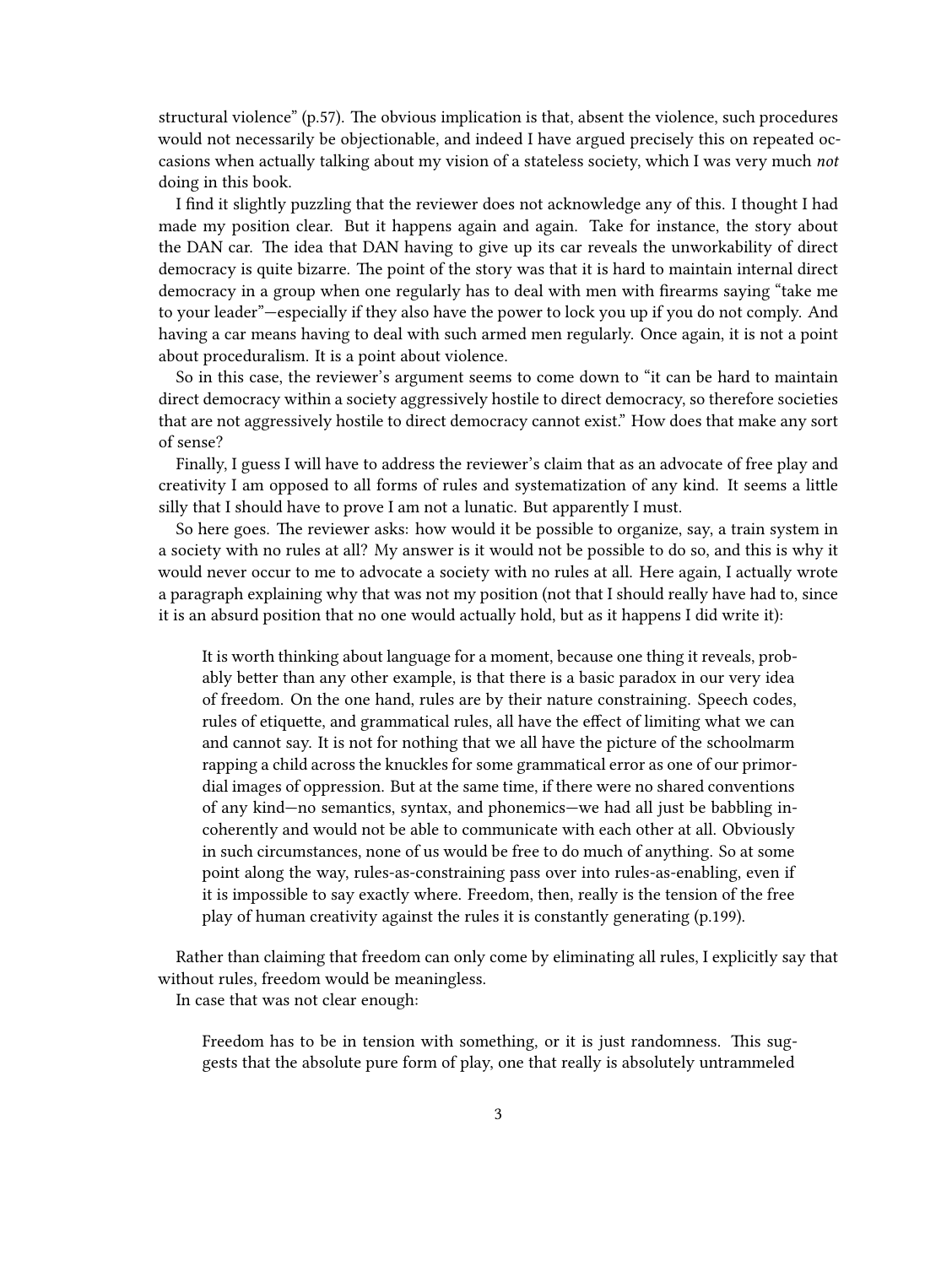structural violence" (p.57). The obvious implication is that, absent the violence, such procedures would not necessarily be objectionable, and indeed I have argued precisely this on repeated occasions when actually talking about my vision of a stateless society, which I was very much *not* doing in this book.

I find it slightly puzzling that the reviewer does not acknowledge any of this. I thought I had made my position clear. But it happens again and again. Take for instance, the story about the DAN car. The idea that DAN having to give up its car reveals the unworkability of direct democracy is quite bizarre. The point of the story was that it is hard to maintain internal direct democracy in a group when one regularly has to deal with men with firearms saying "take me to your leader"—especially if they also have the power to lock you up if you do not comply. And having a car means having to deal with such armed men regularly. Once again, it is not a point about proceduralism. It is a point about violence.

So in this case, the reviewer's argument seems to come down to "it can be hard to maintain direct democracy within a society aggressively hostile to direct democracy, so therefore societies that are not aggressively hostile to direct democracy cannot exist." How does that make any sort of sense?

Finally, I guess I will have to address the reviewer's claim that as an advocate of free play and creativity I am opposed to all forms of rules and systematization of any kind. It seems a little silly that I should have to prove I am not a lunatic. But apparently I must.

So here goes. The reviewer asks: how would it be possible to organize, say, a train system in a society with no rules at all? My answer is it would not be possible to do so, and this is why it would never occur to me to advocate a society with no rules at all. Here again, I actually wrote a paragraph explaining why that was not my position (not that I should really have had to, since it is an absurd position that no one would actually hold, but as it happens I did write it):

> It is worth thinking about language for a moment, because one thing it reveals, probably better than any other example, is that there is a basic paradox in our very idea of freedom. On the one hand, rules are by their nature constraining. Speech codes, rules of etiquette, and grammatical rules, all have the effect of limiting what we can and cannot say. It is not for nothing that we all have the picture of the schoolmarm rapping a child across the knuckles for some grammatical error as one of our primordial images of oppression. But at the same time, if there were no shared conventions of any kind—no semantics, syntax, and phonemics—we had all just be babbling incoherently and would not be able to communicate with each other at all. Obviously in such circumstances, none of us would be free to do much of anything. So at some point along the way, rules-as-constraining pass over into rules-as-enabling, even if it is impossible to say exactly where. Freedom, then, really is the tension of the free play of human creativity against the rules it is constantly generating (p.199).

Rather than claiming that freedom can only come by eliminating all rules, I explicitly say that without rules, freedom would be meaningless.

In case that was not clear enough:

> Freedom has to be in tension with something, or it is just randomness. This suggests that the absolute pure form of play, one that really is absolutely untrammeled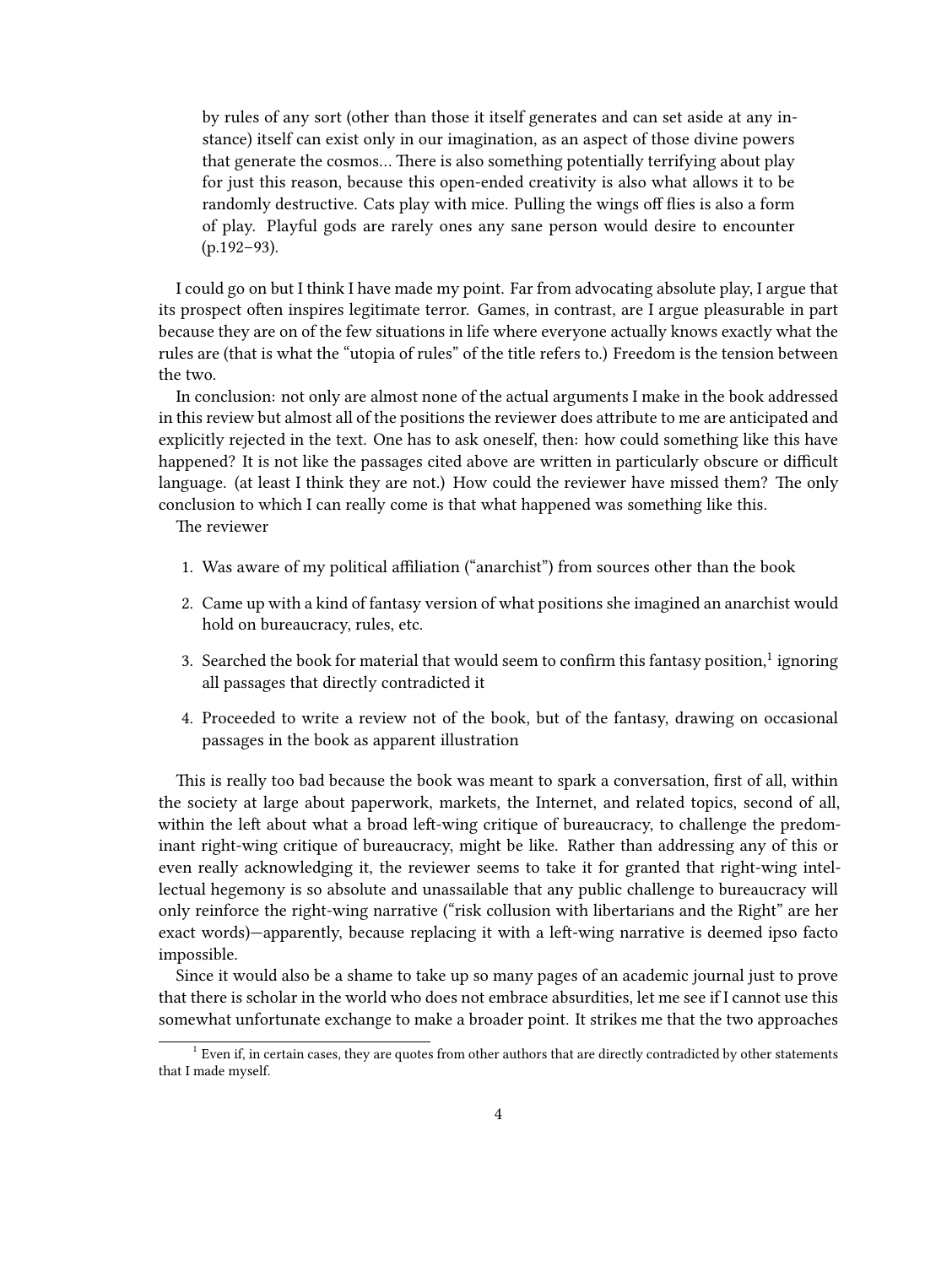> by rules of any sort (other than those it itself generates and can set aside at any instance) itself can exist only in our imagination, as an aspect of those divine powers that generate the cosmos… There is also something potentially terrifying about play for just this reason, because this open-ended creativity is also what allows it to be randomly destructive. Cats play with mice. Pulling the wings off flies is also a form of play. Playful gods are rarely ones any sane person would desire to encounter (p.192–93).

I could go on but I think I have made my point. Far from advocating absolute play, I argue that its prospect often inspires legitimate terror. Games, in contrast, are I argue pleasurable in part because they are on of the few situations in life where everyone actually knows exactly what the rules are (that is what the "utopia of rules" of the title refers to.) Freedom is the tension between the two.

In conclusion: not only are almost none of the actual arguments I make in the book addressed in this review but almost all of the positions the reviewer does attribute to me are anticipated and explicitly rejected in the text. One has to ask oneself, then: how could something like this have happened? It is not like the passages cited above are written in particularly obscure or difficult language. (at least I think they are not.) How could the reviewer have missed them? The only conclusion to which I can really come is that what happened was something like this.

The reviewer

1. Was aware of my political affiliation ("anarchist") from sources other than the book
2. Came up with a kind of fantasy version of what positions she imagined an anarchist would hold on bureaucracy, rules, etc.
3. Searched the book for material that would seem to confirm this fantasy position,[1] ignoring all passages that directly contradicted it
4. Proceeded to write a review not of the book, but of the fantasy, drawing on occasional passages in the book as apparent illustration

This is really too bad because the book was meant to spark a conversation, first of all, within the society at large about paperwork, markets, the Internet, and related topics, second of all, within the left about what a broad left-wing critique of bureaucracy, to challenge the predominant right-wing critique of bureaucracy, might be like. Rather than addressing any of this or even really acknowledging it, the reviewer seems to take it for granted that right-wing intellectual hegemony is so absolute and unassailable that any public challenge to bureaucracy will only reinforce the right-wing narrative ("risk collusion with libertarians and the Right" are her exact words)—apparently, because replacing it with a left-wing narrative is deemed ipso facto impossible.

Since it would also be a shame to take up so many pages of an academic journal just to prove that there is scholar in the world who does not embrace absurdities, let me see if I cannot use this somewhat unfortunate exchange to make a broader point. It strikes me that the two approaches

[1] Even if, in certain cases, they are quotes from other authors that are directly contradicted by other statements that I made myself.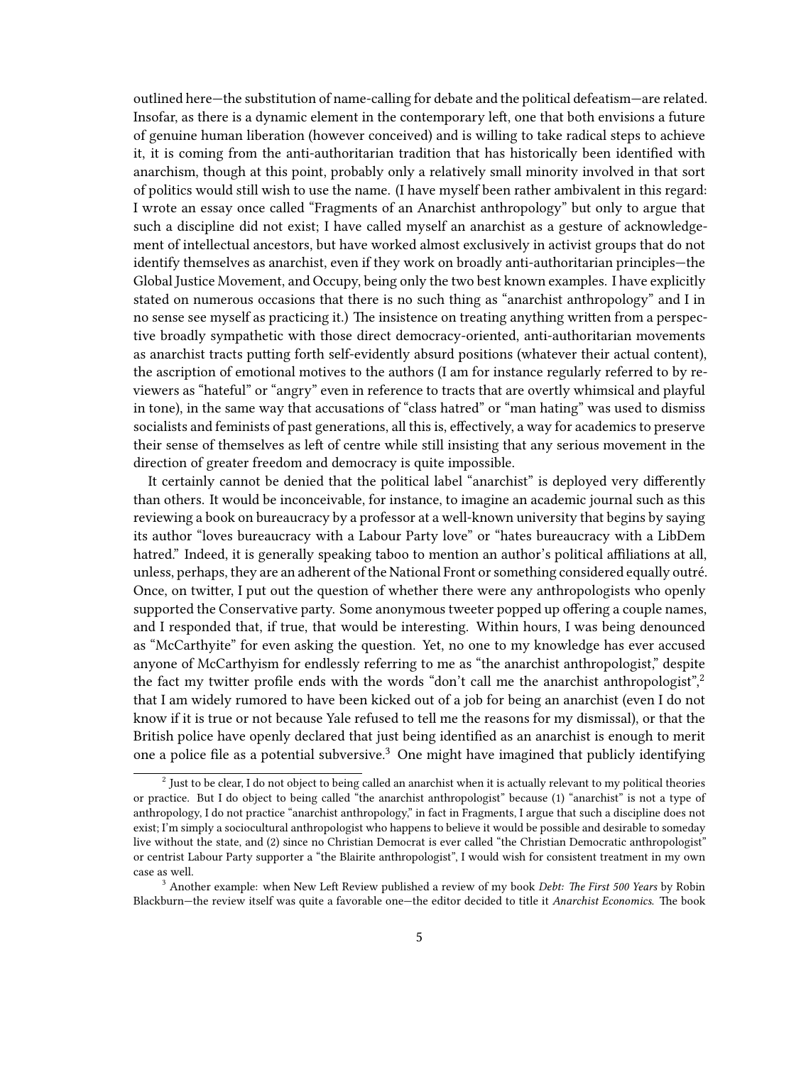outlined here—the substitution of name-calling for debate and the political defeatism—are related. Insofar, as there is a dynamic element in the contemporary left, one that both envisions a future of genuine human liberation (however conceived) and is willing to take radical steps to achieve it, it is coming from the anti-authoritarian tradition that has historically been identified with anarchism, though at this point, probably only a relatively small minority involved in that sort of politics would still wish to use the name. (I have myself been rather ambivalent in this regard: I wrote an essay once called "Fragments of an Anarchist anthropology" but only to argue that such a discipline did not exist; I have called myself an anarchist as a gesture of acknowledgement of intellectual ancestors, but have worked almost exclusively in activist groups that do not identify themselves as anarchist, even if they work on broadly anti-authoritarian principles—the Global Justice Movement, and Occupy, being only the two best known examples. I have explicitly stated on numerous occasions that there is no such thing as "anarchist anthropology" and I in no sense see myself as practicing it.) The insistence on treating anything written from a perspective broadly sympathetic with those direct democracy-oriented, anti-authoritarian movements as anarchist tracts putting forth self-evidently absurd positions (whatever their actual content), the ascription of emotional motives to the authors (I am for instance regularly referred to by reviewers as "hateful" or "angry" even in reference to tracts that are overtly whimsical and playful in tone), in the same way that accusations of "class hatred" or "man hating" was used to dismiss socialists and feminists of past generations, all this is, effectively, a way for academics to preserve their sense of themselves as left of centre while still insisting that any serious movement in the direction of greater freedom and democracy is quite impossible.

It certainly cannot be denied that the political label "anarchist" is deployed very differently than others. It would be inconceivable, for instance, to imagine an academic journal such as this reviewing a book on bureaucracy by a professor at a well-known university that begins by saying its author "loves bureaucracy with a Labour Party love" or "hates bureaucracy with a LibDem hatred." Indeed, it is generally speaking taboo to mention an author's political affiliations at all, unless, perhaps, they are an adherent of the National Front or something considered equally outré. Once, on twitter, I put out the question of whether there were any anthropologists who openly supported the Conservative party. Some anonymous tweeter popped up offering a couple names, and I responded that, if true, that would be interesting. Within hours, I was being denounced as "McCarthyite" for even asking the question. Yet, no one to my knowledge has ever accused anyone of McCarthyism for endlessly referring to me as "the anarchist anthropologist," despite the fact my twitter profile ends with the words "don't call me the anarchist anthropologist",[2] that I am widely rumored to have been kicked out of a job for being an anarchist (even I do not know if it is true or not because Yale refused to tell me the reasons for my dismissal), or that the British police have openly declared that just being identified as an anarchist is enough to merit one a police file as a potential subversive.[3] One might have imagined that publicly identifying

---

[2] Just to be clear, I do not object to being called an anarchist when it is actually relevant to my political theories or practice. But I do object to being called "the anarchist anthropologist" because (1) "anarchist" is not a type of anthropology, I do not practice "anarchist anthropology," in fact in Fragments, I argue that such a discipline does not exist; I'm simply a sociocultural anthropologist who happens to believe it would be possible and desirable to someday live without the state, and (2) since no Christian Democrat is ever called "the Christian Democratic anthropologist" or centrist Labour Party supporter a "the Blairite anthropologist", I would wish for consistent treatment in my own case as well.

[3] Another example: when New Left Review published a review of my book *Debt: The First 500 Years* by Robin Blackburn—the review itself was quite a favorable one—the editor decided to title it *Anarchist Economics.* The book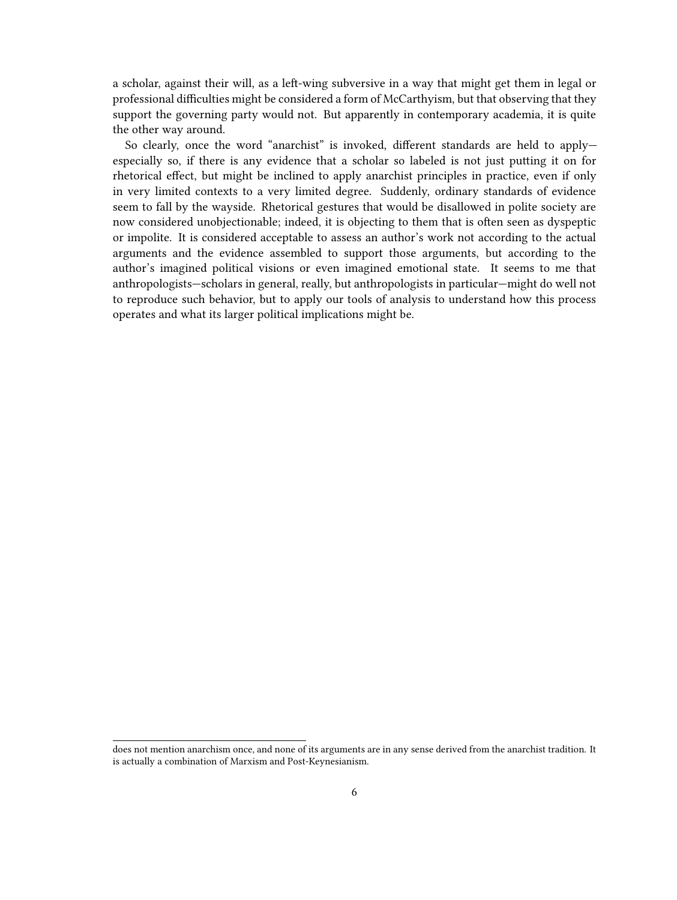a scholar, against their will, as a left-wing subversive in a way that might get them in legal or professional difficulties might be considered a form of McCarthyism, but that observing that they support the governing party would not. But apparently in contemporary academia, it is quite the other way around.

So clearly, once the word "anarchist" is invoked, different standards are held to apply—especially so, if there is any evidence that a scholar so labeled is not just putting it on for rhetorical effect, but might be inclined to apply anarchist principles in practice, even if only in very limited contexts to a very limited degree. Suddenly, ordinary standards of evidence seem to fall by the wayside. Rhetorical gestures that would be disallowed in polite society are now considered unobjectionable; indeed, it is objecting to them that is often seen as dyspeptic or impolite. It is considered acceptable to assess an author's work not according to the actual arguments and the evidence assembled to support those arguments, but according to the author's imagined political visions or even imagined emotional state. It seems to me that anthropologists—scholars in general, really, but anthropologists in particular—might do well not to reproduce such behavior, but to apply our tools of analysis to understand how this process operates and what its larger political implications might be.

---

does not mention anarchism once, and none of its arguments are in any sense derived from the anarchist tradition. It is actually a combination of Marxism and Post-Keynesianism.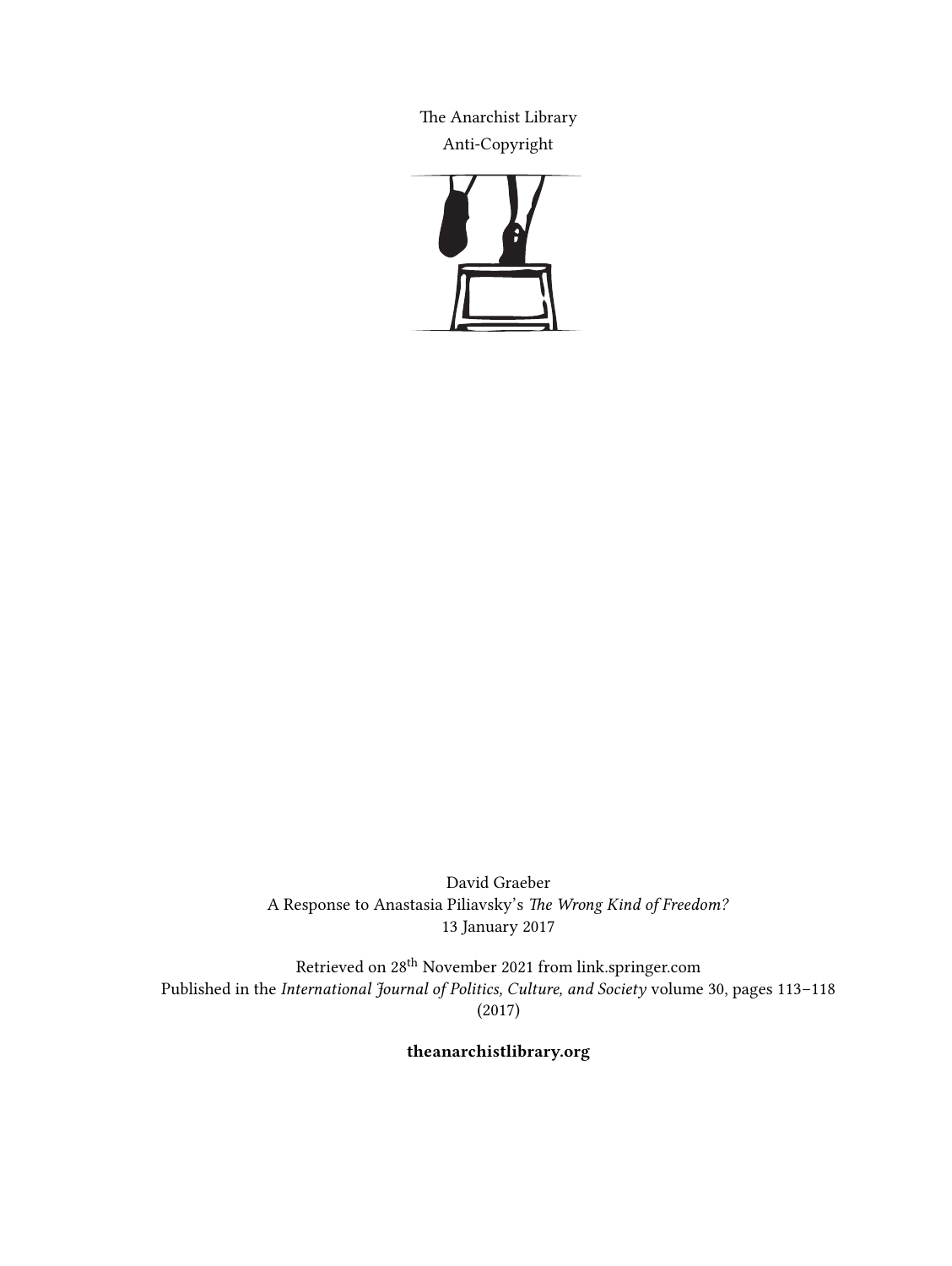The Anarchist Library
Anti-Copyright

David Graeber
A Response to Anastasia Piliavsky's *The Wrong Kind of Freedom?*
13 January 2017

Retrieved on 28th November 2021 from link.springer.com
Published in the *International Journal of Politics, Culture, and Society* volume 30, pages 113–118 (2017)

**theanarchistlibrary.org**